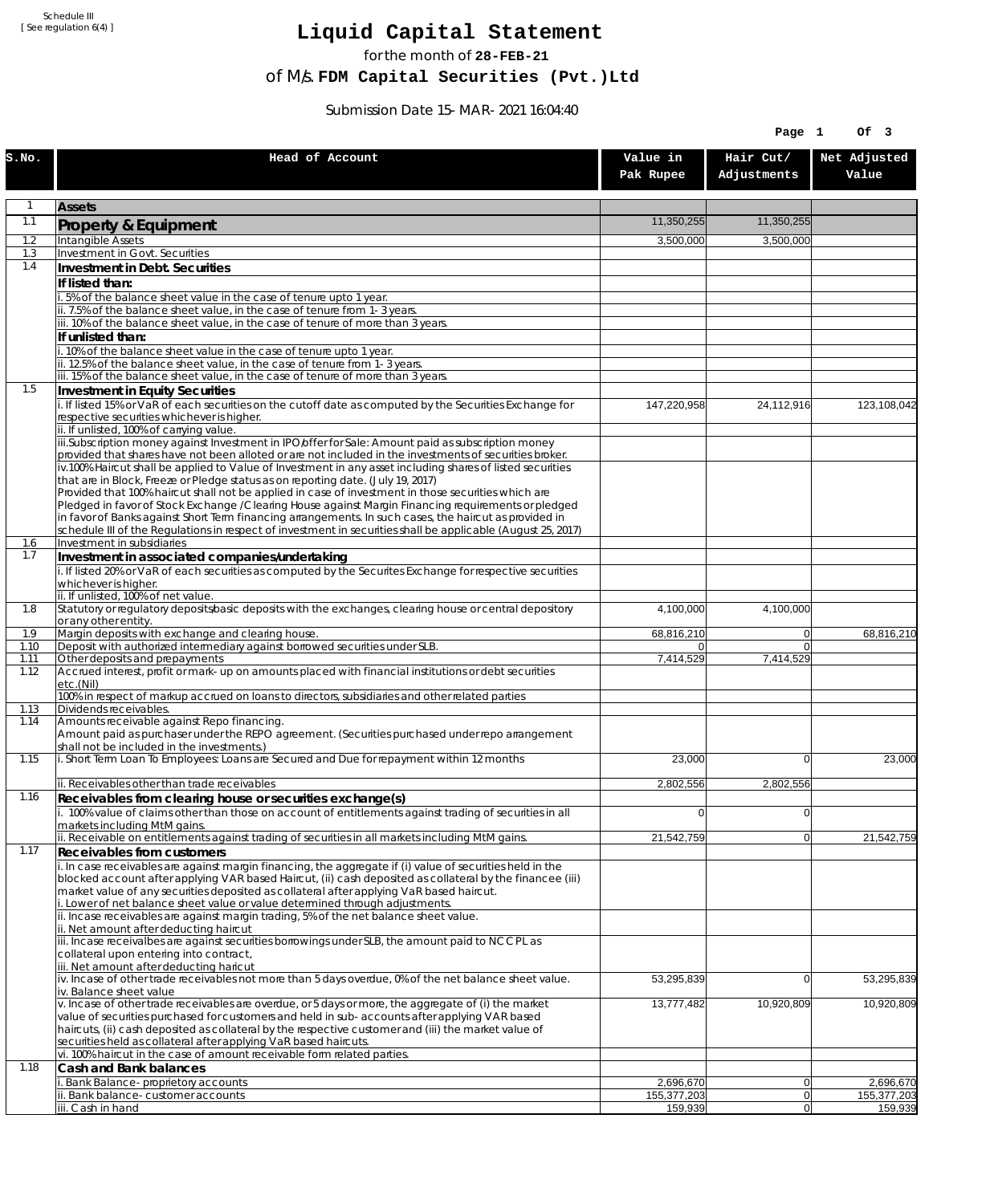Schedule III
[ See regulation 6(4) ]

# Liquid Capital Statement

for the month of **28-FEB-21**

of M/s. **FDM Capital Securities (Pvt.)Ltd**

Submission Date 15-MAR-2021 16:04:40

| S.No. | Head of Account | Value in Pak Rupee | Hair Cut/ Adjustments | Net Adjusted Value |
|---|---|---|---|---|
| 1 | **Assets** | | | |
| 1.1 | **Property & Equipment** | 11,350,255 | 11,350,255 | |
| 1.2 | Intangible Assets | 3,500,000 | 3,500,000 | |
| 1.3 | Investment in Govt. Securities | | | |
| 1.4 | **Investment in Debt. Securities** | | | |
| | **If listed than:** | | | |
| | i. 5% of the balance sheet value in the case of tenure upto 1 year. | | | |
| | ii. 7.5% of the balance sheet value, in the case of tenure from 1-3 years. | | | |
| | iii. 10% of the balance sheet value, in the case of tenure of more than 3 years. | | | |
| | **If unlisted than:** | | | |
| | i. 10% of the balance sheet value in the case of tenure upto 1 year. | | | |
| | ii. 12.5% of the balance sheet value, in the case of tenure from 1-3 years. | | | |
| | iii. 15% of the balance sheet value, in the case of tenure of more than 3 years. | | | |
| 1.5 | **Investment in Equity Securities** | | | |
| | i. If listed 15% or VaR of each securities on the cutoff date as computed by the Securities Exchange for respective securities whichever is higher. | 147,220,958 | 24,112,916 | 123,108,042 |
| | ii. If unlisted, 100% of carrying value. | | | |
| | iii.Subscription money against Investment in IPO/offer for Sale: Amount paid as subscription money provided that shares have not been alloted or are not included in the investments of securities broker. | | | |
| | iv.100% Haircut shall be applied to Value of Investment in any asset including shares of listed securities that are in Block, Freeze or Pledge status as on reporting date. (July 19, 2017) Provided that 100% haircut shall not be applied in case of investment in those securities which are Pledged in favor of Stock Exchange / Clearing House against Margin Financing requirements or pledged in favor of Banks against Short Term financing arrangements. In such cases, the haircut as provided in schedule III of the Regulations in respect of investment in securities shall be applicable (August 25, 2017) | | | |
| 1.6 | Investment in subsidiaries | | | |
| 1.7 | **Investment in associated companies/undertaking** | | | |
| | i. If listed 20% or VaR of each securities as computed by the Securites Exchange for respective securities whichever is higher. | | | |
| | ii. If unlisted, 100% of net value. | | | |
| 1.8 | Statutory or regulatory deposits/basic deposits with the exchanges, clearing house or central depository or any other entity. | 4,100,000 | 4,100,000 | |
| 1.9 | Margin deposits with exchange and clearing house. | 68,816,210 | 0 | 68,816,210 |
| 1.10 | Deposit with authorized intermediary against borrowed securities under SLB. | 0 | 0 | |
| 1.11 | Other deposits and prepayments | 7,414,529 | 7,414,529 | |
| 1.12 | Accrued interest, profit or mark-up on amounts placed with financial institutions or debt securities etc.(Nil) | | | |
| | 100% in respect of markup accrued on loans to directors, subsidiaries and other related parties | | | |
| 1.13 | Dividends receivables. | | | |
| 1.14 | Amounts receivable against Repo financing. Amount paid as purchaser under the REPO agreement. (Securities purchased under repo arrangement shall not be included in the investments.) | | | |
| 1.15 | i. Short Term Loan To Employees: Loans are Secured and Due for repayment within 12 months | 23,000 | 0 | 23,000 |
| | ii. Receivables other than trade receivables | 2,802,556 | 2,802,556 | |
| 1.16 | **Receivables from clearing house or securities exchange(s)** | | | |
| | i. 100% value of claims other than those on account of entitlements against trading of securities in all markets including MtM gains. | 0 | 0 | |
| | ii. Receivable on entitlements against trading of securities in all markets including MtM gains. | 21,542,759 | 0 | 21,542,759 |
| 1.17 | **Receivables from customers** | | | |
| | i. In case receivables are against margin financing, the aggregate if (i) value of securities held in the blocked account after applying VAR based Haircut, (ii) cash deposited as collateral by the financee (iii) market value of any securities deposited as collateral after applying VaR based haircut. i. Lower of net balance sheet value or value determined through adjustments. | | | |
| | ii. Incase receivables are against margin trading, 5% of the net balance sheet value. ii. Net amount after deducting haircut | | | |
| | iii. Incase receivalbes are against securities borrowings under SLB, the amount paid to NCCPL as collateral upon entering into contract, iii. Net amount after deducting haricut | | | |
| | iv. Incase of other trade receivables not more than 5 days overdue, 0% of the net balance sheet value. iv. Balance sheet value | 53,295,839 | 0 | 53,295,839 |
| | v. Incase of other trade receivables are overdue, or 5 days or more, the aggregate of (i) the market value of securities purchased for customers and held in sub-accounts after applying VAR based haircuts, (ii) cash deposited as collateral by the respective customer and (iii) the market value of securities held as collateral after applying VaR based haircuts. | 13,777,482 | 10,920,809 | 10,920,809 |
| | vi. 100% haircut in the case of amount receivable form related parties. | | | |
| 1.18 | **Cash and Bank balances** | | | |
| | i. Bank Balance-proprietory accounts | 2,696,670 | 0 | 2,696,670 |
| | ii. Bank balance-customer accounts | 155,377,203 | 0 | 155,377,203 |
| | iii. Cash in hand | 159,939 | 0 | 159,939 |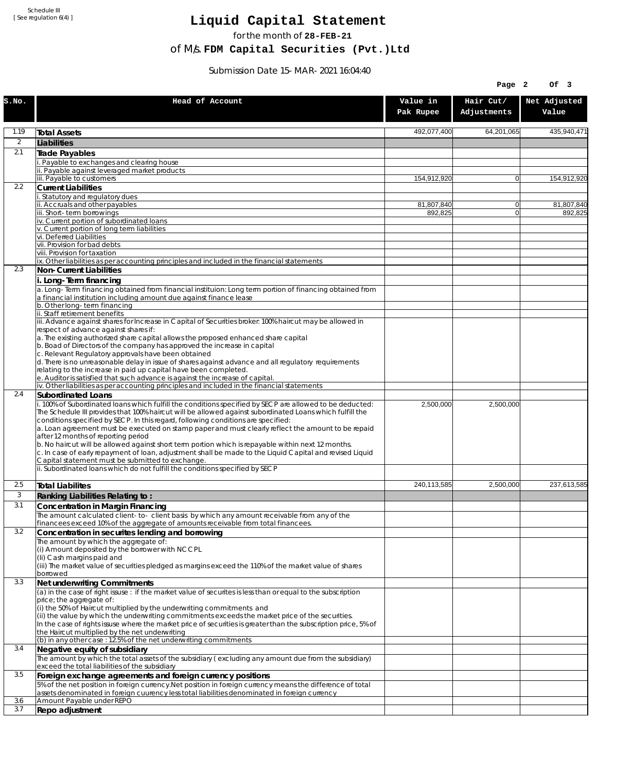Schedule III
[ See regulation 6(4) ]

# Liquid Capital Statement

for the month of **28-FEB-21**

of M/s. **FDM Capital Securities (Pvt.)Ltd**

Submission Date 15-MAR-2021 16:04:40

| S.No. | Head of Account | Value in Pak Rupee | Hair Cut/ Adjustments | Net Adjusted Value |
|---|---|---|---|---|
| 1.19 | **Total Assets** | 492,077,400 | 64,201,065 | 435,940,471 |
| 2 | **Liabilities** | | | |
| 2.1 | **Trade Payables** | | | |
| | i. Payable to exchanges and clearing house | | | |
| | ii. Payable against leveraged market products | | | |
| | iii. Payable to customers | 154,912,920 | 0 | 154,912,920 |
| 2.2 | **Current Liabilities** | | | |
| | i. Statutory and regulatory dues | | | |
| | ii. Accruals and other payables | 81,807,840 | 0 | 81,807,840 |
| | iii. Short-term borrowings | 892,825 | 0 | 892,825 |
| | iv. Current portion of subordinated loans | | | |
| | v. Current portion of long term liabilities | | | |
| | vi. Deferred Liabilities | | | |
| | vii. Provision for bad debts | | | |
| | viii. Provision for taxation | | | |
| | ix. Other liabilities as per accounting principles and included in the financial statements | | | |
| 2.3 | **Non-Current Liabilities** | | | |
| | **i. Long-Term financing** | | | |
| | a. Long-Term financing obtained from financial instituion: Long term portion of financing obtained from a financial institution including amount due against finance lease | | | |
| | b. Other long-term financing | | | |
| | ii. Staff retirement benefits | | | |
| | iii. Advance against shares for Increase in Capital of Securities broker: 100% haircut may be allowed in respect of advance against shares if:<br>a. The existing authorized share capital allows the proposed enhanced share capital<br>b. Boad of Directors of the company has approved the increase in capital<br>c. Relevant Regulatory approvals have been obtained<br>d. There is no unreasonable delay in issue of shares against advance and all regulatory requirements relating to the increase in paid up capital have been completed.<br>e. Auditor is satisfied that such advance is against the increase of capital. | | | |
| | iv. Other liabilities as per accounting principles and included in the financial statements | | | |
| 2.4 | **Subordinated Loans** | | | |
| | i. 100% of Subordinated loans which fulfill the conditions specified by SECP are allowed to be deducted:<br>The Schedule III provides that 100% haircut will be allowed against subordinated Loans which fulfill the conditions specified by SECP. In this regard, following conditions are specified:<br>a. Loan agreement must be executed on stamp paper and must clearly reflect the amount to be repaid after 12 months of reporting period<br>b. No haircut will be allowed against short term portion which is repayable within next 12 months.<br>c. In case of early repayment of loan, adjustment shall be made to the Liquid Capital and revised Liquid Capital statement must be submitted to exchange. | 2,500,000 | 2,500,000 | |
| | ii. Subordinated loans which do not fulfill the conditions specified by SECP | | | |
| 2.5 | **Total Liabilites** | 240,113,585 | 2,500,000 | 237,613,585 |
| 3 | **Ranking Liabilities Relating to :** | | | |
| 3.1 | **Concentration in Margin Financing** | | | |
| | The amount calculated client-to- client basis by which any amount receivable from any of the financees exceed 10% of the aggregate of amounts receivable from total financees. | | | |
| 3.2 | **Concentration in securites lending and borrowing** | | | |
| | The amount by which the aggregate of:<br>(i) Amount deposited by the borrower with NCCPL<br>(Ii) Cash margins paid and<br>(iii) The market value of securities pledged as margins exceed the 110% of the market value of shares borrowed | | | |
| 3.3 | **Net underwriting Commitments** | | | |
| | (a) in the case of right issuse : if the market value of securites is less than or equal to the subscription price; the aggregate of:<br>(i) the 50% of Haircut multiplied by the underwriting commitments and<br>(ii) the value by which the underwriting commitments exceeds the market price of the securities.<br>In the case of rights issuse where the market price of securities is greater than the subscription price, 5% of the Haircut multiplied by the net underwriting | | | |
| | (b) in any other case : 12.5% of the net underwriting commitments | | | |
| 3.4 | **Negative equity of subsidiary** | | | |
| | The amount by which the total assets of the subsidiary ( excluding any amount due from the subsidiary) exceed the total liabilities of the subsidiary | | | |
| 3.5 | **Foreign exchange agreements and foreign currency positions** | | | |
| | 5% of the net position in foreign currency.Net position in foreign currency means the difference of total assets denominated in foreign cuurency less total liabilities denominated in foreign currency | | | |
| 3.6 | Amount Payable under REPO | | | |
| 3.7 | **Repo adjustment** | | | |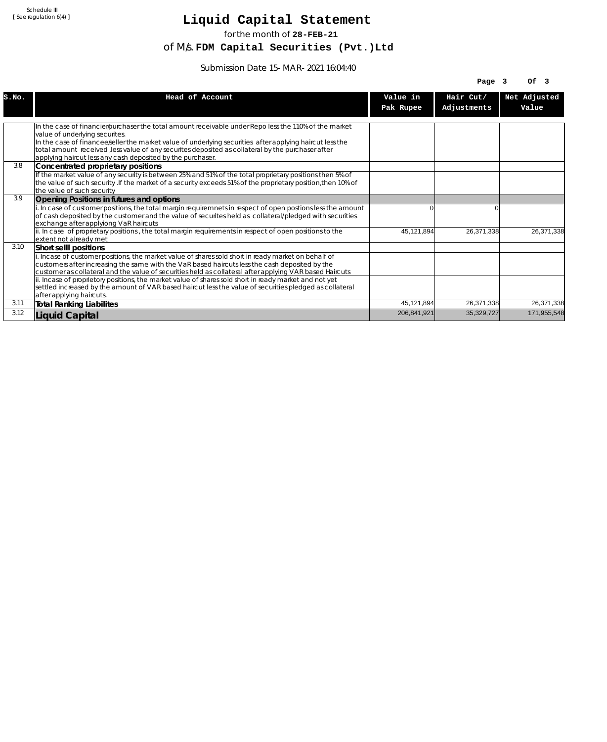Schedule III
[ See regulation 6(4) ]

# Liquid Capital Statement

for the month of **28-FEB-21**

of M/s. **FDM Capital Securities (Pvt.)Ltd**

Submission Date 15-MAR-2021 16:04:40

| S.No. | Head of Account | Value in Pak Rupee | Hair Cut/ Adjustments | Net Adjusted Value |
|---|---|---|---|---|
| | In the case of financier/purchaser the total amount receivable under Repo less the 110% of the market value of underlying securites.<br>In the case of financee/seller the market value of underlying securities after applying haircut less the total amount received ,less value of any securites deposited as collateral by the purchaser after applying haircut less any cash deposited by the purchaser. | | | |
| 3.8 | **Concentrated proprietary positions** | | | |
| | If the market value of any security is between 25% and 51% of the total proprietary positions then 5% of the value of such security .If the market of a security exceeds 51% of the proprietary position,then 10% of the value of such security | | | |
| 3.9 | **Opening Positions in futures and options** | | | |
| | i. In case of customer positions, the total margin requiremnets in respect of open postions less the amount of cash deposited by the customer and the value of securites held as collateral/pledged with securities exchange after applyiong VaR haircuts | 0 | 0 | |
| | ii. In case of proprietary positions , the total margin requirements in respect of open positions to the extent not already met | 45,121,894 | 26,371,338 | 26,371,338 |
| 3.10 | **Short selll positions** | | | |
| | i. Incase of customer positions, the market value of shares sold short in ready market on behalf of customers after increasing the same with the VaR based haircuts less the cash deposited by the customer as collateral and the value of securities held as collateral after applying VAR based Haircuts | | | |
| | ii. Incase of proprietory positions, the market value of shares sold short in ready market and not yet settled increased by the amount of VAR based haircut less the value of securities pledged as collateral after applying haircuts. | | | |
| 3.11 | **Total Ranking Liabilites** | 45,121,894 | 26,371,338 | 26,371,338 |
| 3.12 | **Liquid Capital** | 206,841,921 | 35,329,727 | 171,955,548 |